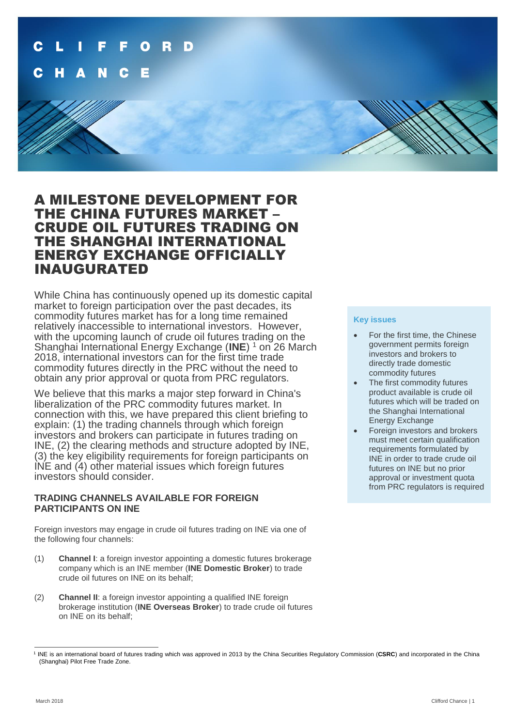CLIFFORD CHANCE

# A MILESTONE DEVELOPMENT FOR THE CHINA FUTURES MARKET – CRUDE OIL FUTURES TRADING ON THE SHANGHAI INTERNATIONAL ENERGY EXCHANGE OFFICIALLY INAUGURATED

While China has continuously opened up its domestic capital market to foreign participation over the past decades, its commodity futures market has for a long time remained relatively inaccessible to international investors. However, with the upcoming launch of crude oil futures trading on the Shanghai International Energy Exchange (**INE**) [1] on 26 March 2018, international investors can for the first time trade commodity futures directly in the PRC without the need to obtain any prior approval or quota from PRC regulators.

We believe that this marks a major step forward in China's liberalization of the PRC commodity futures market. In connection with this, we have prepared this client briefing to explain: (1) the trading channels through which foreign investors and brokers can participate in futures trading on INE, (2) the clearing methods and structure adopted by INE, (3) the key eligibility requirements for foreign participants on INE and (4) other material issues which foreign futures investors should consider.

### Key issues

- For the first time, the Chinese government permits foreign investors and brokers to directly trade domestic commodity futures
- The first commodity futures product available is crude oil futures which will be traded on the Shanghai International Energy Exchange
- Foreign investors and brokers must meet certain qualification requirements formulated by INE in order to trade crude oil futures on INE but no prior approval or investment quota from PRC regulators is required

## TRADING CHANNELS AVAILABLE FOR FOREIGN PARTICIPANTS ON INE

Foreign investors may engage in crude oil futures trading on INE via one of the following four channels:

(1) **Channel I**: a foreign investor appointing a domestic futures brokerage company which is an INE member (**INE Domestic Broker**) to trade crude oil futures on INE on its behalf;

(2) **Channel II**: a foreign investor appointing a qualified INE foreign brokerage institution (**INE Overseas Broker**) to trade crude oil futures on INE on its behalf;

[1] INE is an international board of futures trading which was approved in 2013 by the China Securities Regulatory Commission (**CSRC**) and incorporated in the China (Shanghai) Pilot Free Trade Zone.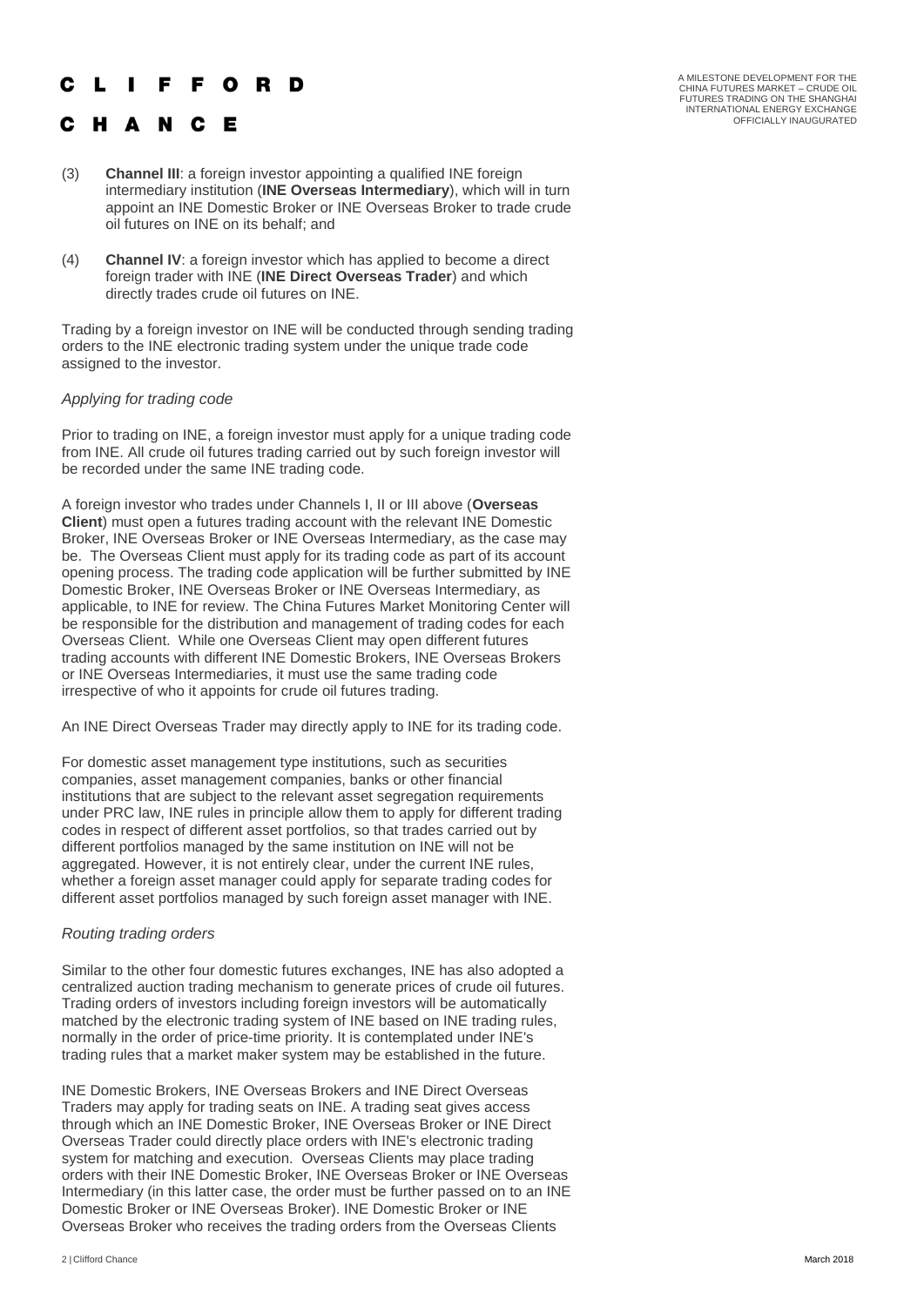(3) **Channel III**: a foreign investor appointing a qualified INE foreign intermediary institution (**INE Overseas Intermediary**), which will in turn appoint an INE Domestic Broker or INE Overseas Broker to trade crude oil futures on INE on its behalf; and

(4) **Channel IV**: a foreign investor which has applied to become a direct foreign trader with INE (**INE Direct Overseas Trader**) and which directly trades crude oil futures on INE.

Trading by a foreign investor on INE will be conducted through sending trading orders to the INE electronic trading system under the unique trade code assigned to the investor.

*Applying for trading code*

Prior to trading on INE, a foreign investor must apply for a unique trading code from INE. All crude oil futures trading carried out by such foreign investor will be recorded under the same INE trading code.

A foreign investor who trades under Channels I, II or III above (**Overseas Client**) must open a futures trading account with the relevant INE Domestic Broker, INE Overseas Broker or INE Overseas Intermediary, as the case may be. The Overseas Client must apply for its trading code as part of its account opening process. The trading code application will be further submitted by INE Domestic Broker, INE Overseas Broker or INE Overseas Intermediary, as applicable, to INE for review. The China Futures Market Monitoring Center will be responsible for the distribution and management of trading codes for each Overseas Client. While one Overseas Client may open different futures trading accounts with different INE Domestic Brokers, INE Overseas Brokers or INE Overseas Intermediaries, it must use the same trading code irrespective of who it appoints for crude oil futures trading.

An INE Direct Overseas Trader may directly apply to INE for its trading code.

For domestic asset management type institutions, such as securities companies, asset management companies, banks or other financial institutions that are subject to the relevant asset segregation requirements under PRC law, INE rules in principle allow them to apply for different trading codes in respect of different asset portfolios, so that trades carried out by different portfolios managed by the same institution on INE will not be aggregated. However, it is not entirely clear, under the current INE rules, whether a foreign asset manager could apply for separate trading codes for different asset portfolios managed by such foreign asset manager with INE.

*Routing trading orders*

Similar to the other four domestic futures exchanges, INE has also adopted a centralized auction trading mechanism to generate prices of crude oil futures. Trading orders of investors including foreign investors will be automatically matched by the electronic trading system of INE based on INE trading rules, normally in the order of price-time priority. It is contemplated under INE's trading rules that a market maker system may be established in the future.

INE Domestic Brokers, INE Overseas Brokers and INE Direct Overseas Traders may apply for trading seats on INE. A trading seat gives access through which an INE Domestic Broker, INE Overseas Broker or INE Direct Overseas Trader could directly place orders with INE's electronic trading system for matching and execution. Overseas Clients may place trading orders with their INE Domestic Broker, INE Overseas Broker or INE Overseas Intermediary (in this latter case, the order must be further passed on to an INE Domestic Broker or INE Overseas Broker). INE Domestic Broker or INE Overseas Broker who receives the trading orders from the Overseas Clients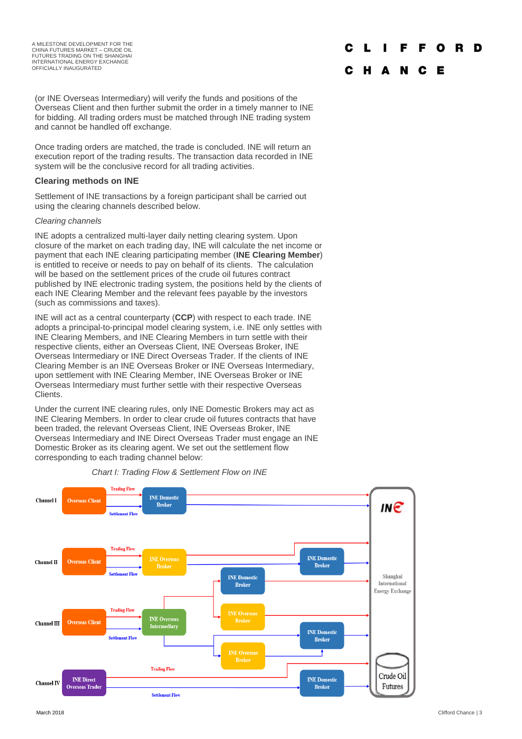(or INE Overseas Intermediary) will verify the funds and positions of the Overseas Client and then further submit the order in a timely manner to INE for bidding. All trading orders must be matched through INE trading system and cannot be handled off exchange.

Once trading orders are matched, the trade is concluded. INE will return an execution report of the trading results. The transaction data recorded in INE system will be the conclusive record for all trading activities.

### Clearing methods on INE

Settlement of INE transactions by a foreign participant shall be carried out using the clearing channels described below.

*Clearing channels*

INE adopts a centralized multi-layer daily netting clearing system. Upon closure of the market on each trading day, INE will calculate the net income or payment that each INE clearing participating member (**INE Clearing Member**) is entitled to receive or needs to pay on behalf of its clients. The calculation will be based on the settlement prices of the crude oil futures contract published by INE electronic trading system, the positions held by the clients of each INE Clearing Member and the relevant fees payable by the investors (such as commissions and taxes).

INE will act as a central counterparty (**CCP**) with respect to each trade. INE adopts a principal-to-principal model clearing system, i.e. INE only settles with INE Clearing Members, and INE Clearing Members in turn settle with their respective clients, either an Overseas Client, INE Overseas Broker, INE Overseas Intermediary or INE Direct Overseas Trader. If the clients of INE Clearing Member is an INE Overseas Broker or INE Overseas Intermediary, upon settlement with INE Clearing Member, INE Overseas Broker or INE Overseas Intermediary must further settle with their respective Overseas Clients.

Under the current INE clearing rules, only INE Domestic Brokers may act as INE Clearing Members. In order to clear crude oil futures contracts that have been traded, the relevant Overseas Client, INE Overseas Broker, INE Overseas Intermediary and INE Direct Overseas Trader must engage an INE Domestic Broker as its clearing agent. We set out the settlement flow corresponding to each trading channel below:

*Chart I: Trading Flow & Settlement Flow on INE*

Channel I: Overseas Client → INE Domestic Broker → INE

Channel II: Overseas Client → INE Overseas Broker → INE Domestic Broker → INE

Channel III: Overseas Client → INE Overseas Intermediary → INE Domestic Broker / INE Overseas Broker → INE Domestic Broker → INE

Channel IV: INE Direct Overseas Trader → INE Domestic Broker → INE

(Trading Flow / Settlement Flow; INE – Shanghai International Energy Exchange – Crude Oil Futures)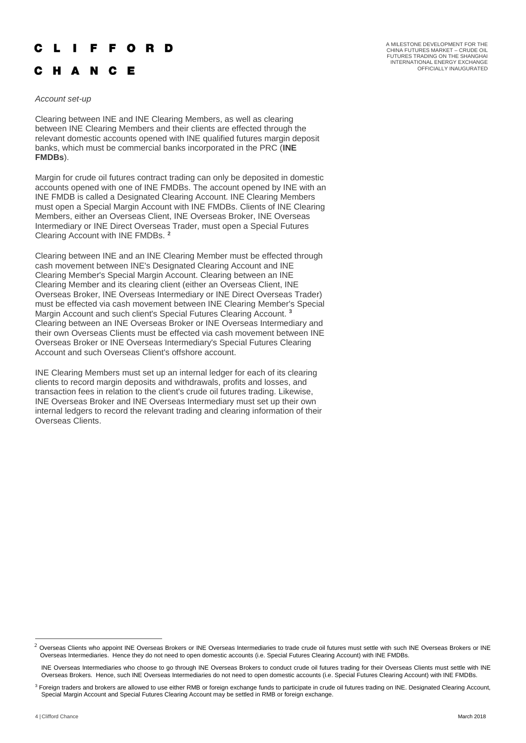*Account set-up*

Clearing between INE and INE Clearing Members, as well as clearing between INE Clearing Members and their clients are effected through the relevant domestic accounts opened with INE qualified futures margin deposit banks, which must be commercial banks incorporated in the PRC (**INE FMDBs**).

Margin for crude oil futures contract trading can only be deposited in domestic accounts opened with one of INE FMDBs. The account opened by INE with an INE FMDB is called a Designated Clearing Account. INE Clearing Members must open a Special Margin Account with INE FMDBs. Clients of INE Clearing Members, either an Overseas Client, INE Overseas Broker, INE Overseas Intermediary or INE Direct Overseas Trader, must open a Special Futures Clearing Account with INE FMDBs. [2]

Clearing between INE and an INE Clearing Member must be effected through cash movement between INE's Designated Clearing Account and INE Clearing Member's Special Margin Account. Clearing between an INE Clearing Member and its clearing client (either an Overseas Client, INE Overseas Broker, INE Overseas Intermediary or INE Direct Overseas Trader) must be effected via cash movement between INE Clearing Member's Special Margin Account and such client's Special Futures Clearing Account. [3] Clearing between an INE Overseas Broker or INE Overseas Intermediary and their own Overseas Clients must be effected via cash movement between INE Overseas Broker or INE Overseas Intermediary's Special Futures Clearing Account and such Overseas Client's offshore account.

INE Clearing Members must set up an internal ledger for each of its clearing clients to record margin deposits and withdrawals, profits and losses, and transaction fees in relation to the client's crude oil futures trading. Likewise, INE Overseas Broker and INE Overseas Intermediary must set up their own internal ledgers to record the relevant trading and clearing information of their Overseas Clients.

---

[2] Overseas Clients who appoint INE Overseas Brokers or INE Overseas Intermediaries to trade crude oil futures must settle with such INE Overseas Brokers or INE Overseas Intermediaries. Hence they do not need to open domestic accounts (i.e. Special Futures Clearing Account) with INE FMDBs.

INE Overseas Intermediaries who choose to go through INE Overseas Brokers to conduct crude oil futures trading for their Overseas Clients must settle with INE Overseas Brokers. Hence, such INE Overseas Intermediaries do not need to open domestic accounts (i.e. Special Futures Clearing Account) with INE FMDBs.

[3] Foreign traders and brokers are allowed to use either RMB or foreign exchange funds to participate in crude oil futures trading on INE. Designated Clearing Account, Special Margin Account and Special Futures Clearing Account may be settled in RMB or foreign exchange.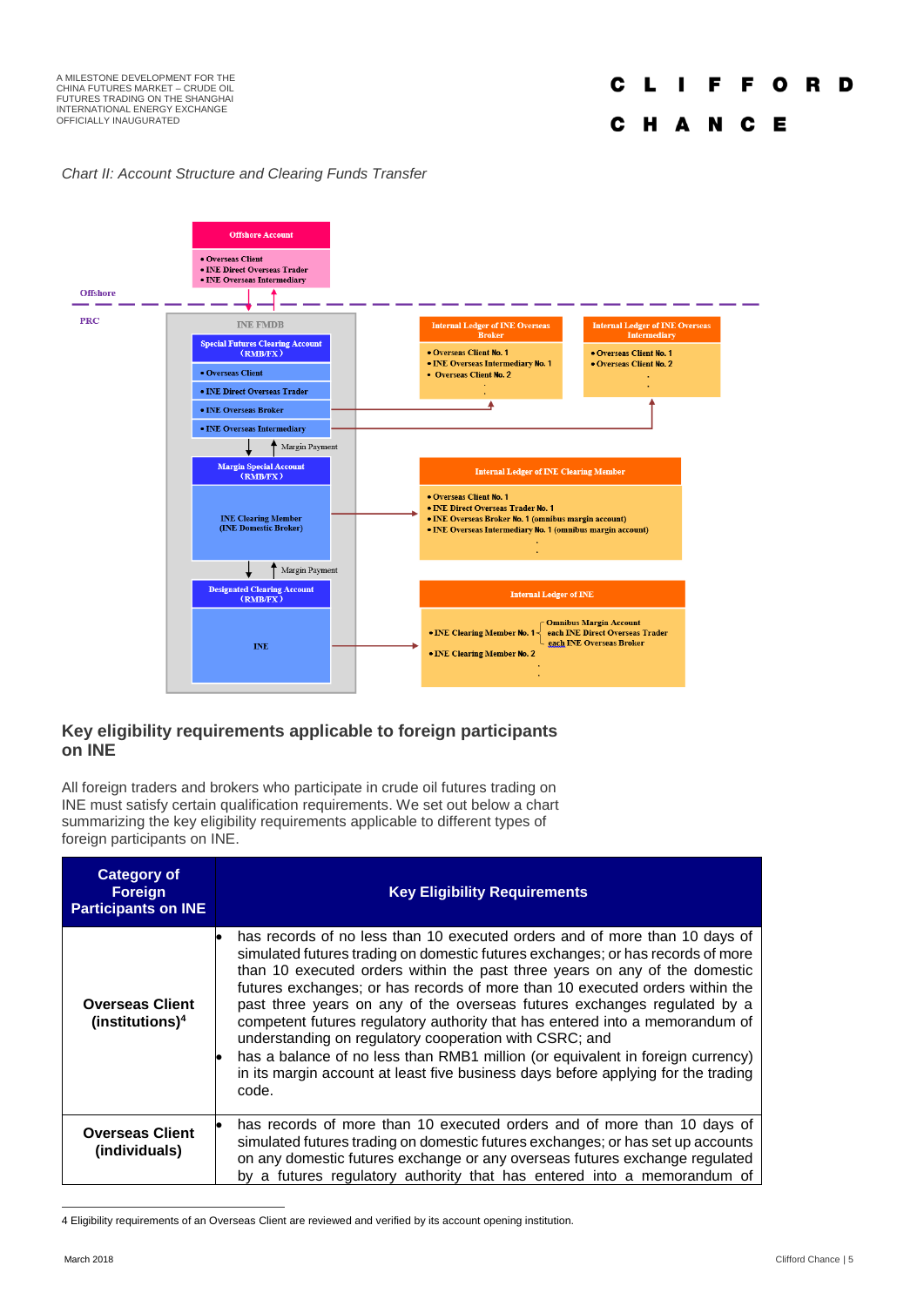*Chart II: Account Structure and Clearing Funds Transfer*

**Offshore Account**
- Overseas Client
- INE Direct Overseas Trader
- INE Overseas Intermediary

Offshore

PRC

INE FMDB

**Special Futures Clearing Account (RMB/FX)**
- Overseas Client
- INE Direct Overseas Trader
- INE Overseas Broker
- INE Overseas Intermediary

Margin Payment

**Margin Special Account (RMB/FX)**

INE Clearing Member (INE Domestic Broker)

Margin Payment

**Designated Clearing Account (RMB/FX)**

INE

**Internal Ledger of INE Overseas Broker**
- Overseas Client No. 1
- INE Overseas Intermediary No. 1
- Overseas Client No. 2

**Internal Ledger of INE Overseas Intermediary**
- Overseas Client No. 1
- Overseas Client No. 2

**Internal Ledger of INE Clearing Member**
- Overseas Client No. 1
- INE Direct Overseas Trader No. 1
- INE Overseas Broker No. 1 (omnibus margin account)
- INE Overseas Intermediary No. 1 (omnibus margin account)

**Internal Ledger of INE**
- INE Clearing Member No. 1 – Omnibus Margin Account; each INE Direct Overseas Trader; each INE Overseas Broker
- INE Clearing Member No. 2

## Key eligibility requirements applicable to foreign participants on INE

All foreign traders and brokers who participate in crude oil futures trading on INE must satisfy certain qualification requirements. We set out below a chart summarizing the key eligibility requirements applicable to different types of foreign participants on INE.

| Category of Foreign Participants on INE | Key Eligibility Requirements |
|---|---|
| **Overseas Client (institutions)**[4] | • has records of no less than 10 executed orders and of more than 10 days of simulated futures trading on domestic futures exchanges; or has records of more than 10 executed orders within the past three years on any of the domestic futures exchanges; or has records of more than 10 executed orders within the past three years on any of the overseas futures exchanges regulated by a competent futures regulatory authority that has entered into a memorandum of understanding on regulatory cooperation with CSRC; and<br>• has a balance of no less than RMB1 million (or equivalent in foreign currency) in its margin account at least five business days before applying for the trading code. |
| **Overseas Client (individuals)** | • has records of more than 10 executed orders and of more than 10 days of simulated futures trading on domestic futures exchanges; or has set up accounts on any domestic futures exchange or any overseas futures exchange regulated by a futures regulatory authority that has entered into a memorandum of |

4 Eligibility requirements of an Overseas Client are reviewed and verified by its account opening institution.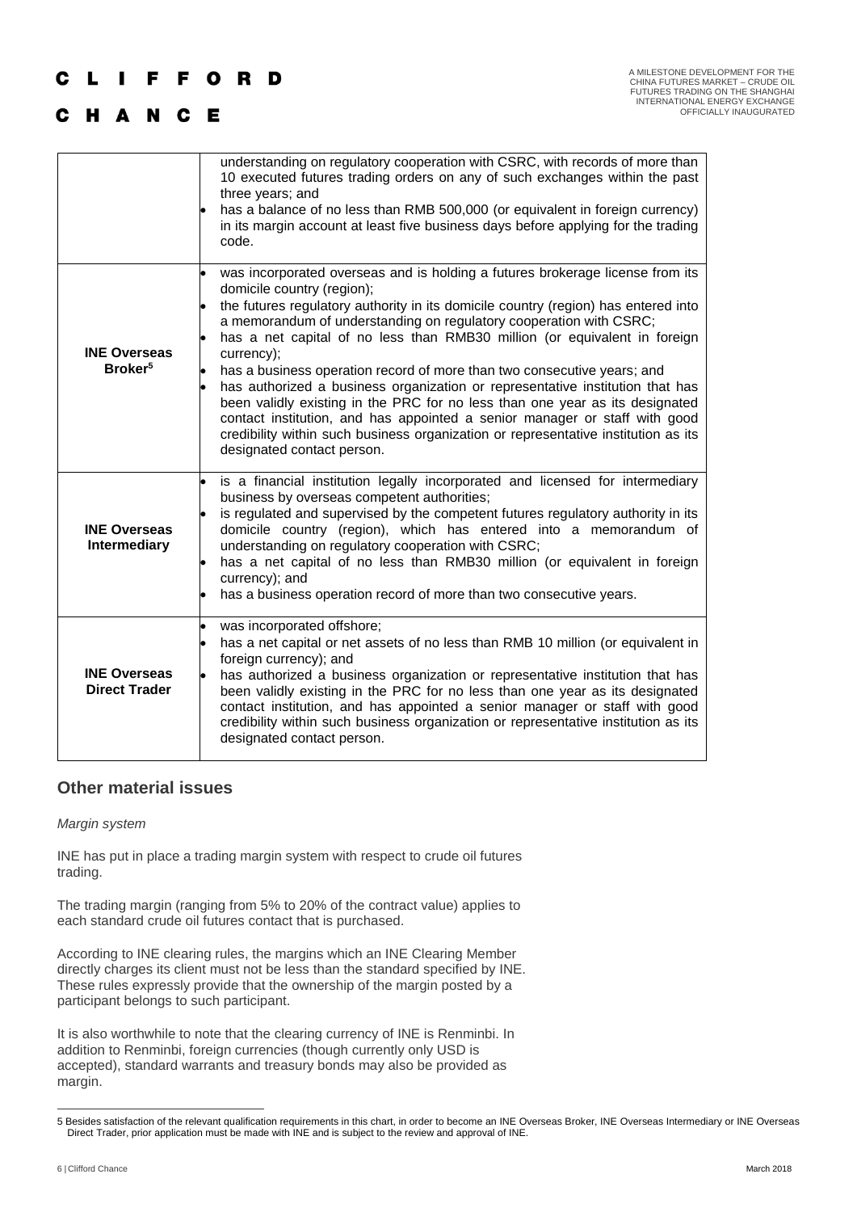| | |
|---|---|
| | understanding on regulatory cooperation with CSRC, with records of more than 10 executed futures trading orders on any of such exchanges within the past three years; and<br>• has a balance of no less than RMB 500,000 (or equivalent in foreign currency) in its margin account at least five business days before applying for the trading code. |
| **INE Overseas Broker**[5] | • was incorporated overseas and is holding a futures brokerage license from its domicile country (region);<br>• the futures regulatory authority in its domicile country (region) has entered into a memorandum of understanding on regulatory cooperation with CSRC;<br>• has a net capital of no less than RMB30 million (or equivalent in foreign currency);<br>• has a business operation record of more than two consecutive years; and<br>• has authorized a business organization or representative institution that has been validly existing in the PRC for no less than one year as its designated contact institution, and has appointed a senior manager or staff with good credibility within such business organization or representative institution as its designated contact person. |
| **INE Overseas Intermediary** | • is a financial institution legally incorporated and licensed for intermediary business by overseas competent authorities;<br>• is regulated and supervised by the competent futures regulatory authority in its domicile country (region), which has entered into a memorandum of understanding on regulatory cooperation with CSRC;<br>• has a net capital of no less than RMB30 million (or equivalent in foreign currency); and<br>• has a business operation record of more than two consecutive years. |
| **INE Overseas Direct Trader** | • was incorporated offshore;<br>• has a net capital or net assets of no less than RMB 10 million (or equivalent in foreign currency); and<br>• has authorized a business organization or representative institution that has been validly existing in the PRC for no less than one year as its designated contact institution, and has appointed a senior manager or staff with good credibility within such business organization or representative institution as its designated contact person. |

## Other material issues

*Margin system*

INE has put in place a trading margin system with respect to crude oil futures trading.

The trading margin (ranging from 5% to 20% of the contract value) applies to each standard crude oil futures contact that is purchased.

According to INE clearing rules, the margins which an INE Clearing Member directly charges its client must not be less than the standard specified by INE. These rules expressly provide that the ownership of the margin posted by a participant belongs to such participant.

It is also worthwhile to note that the clearing currency of INE is Renminbi. In addition to Renminbi, foreign currencies (though currently only USD is accepted), standard warrants and treasury bonds may also be provided as margin.

---

5 Besides satisfaction of the relevant qualification requirements in this chart, in order to become an INE Overseas Broker, INE Overseas Intermediary or INE Overseas Direct Trader, prior application must be made with INE and is subject to the review and approval of INE.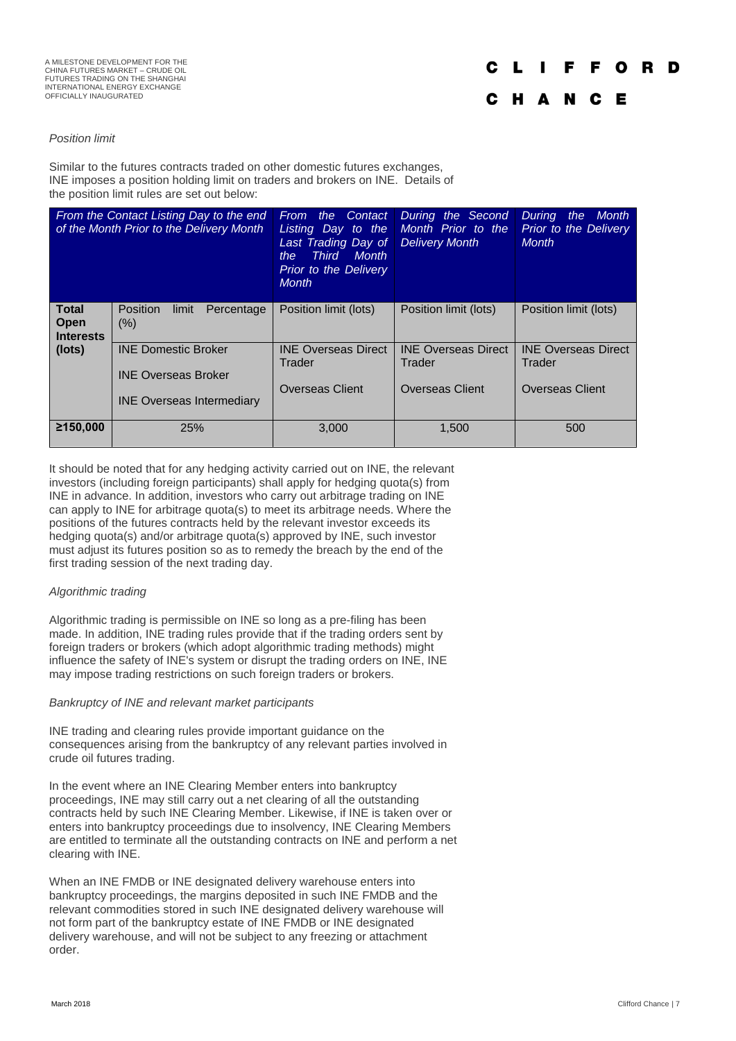*Position limit*

Similar to the futures contracts traded on other domestic futures exchanges, INE imposes a position holding limit on traders and brokers on INE. Details of the position limit rules are set out below:

| *From the Contact Listing Day to the end of the Month Prior to the Delivery Month* | | *From the Contact Listing Day to the Last Trading Day of the Third Month Prior to the Delivery Month* | *During the Second Month Prior to the Delivery Month* | *During the Month Prior to the Delivery Month* |
|---|---|---|---|---|
| **Total Open Interests (lots)** | Position limit Percentage (%) | Position limit (lots) | Position limit (lots) | Position limit (lots) |
| | INE Domestic Broker<br><br>INE Overseas Broker<br><br>INE Overseas Intermediary | INE Overseas Direct Trader<br><br>Overseas Client | INE Overseas Direct Trader<br><br>Overseas Client | INE Overseas Direct Trader<br><br>Overseas Client |
| **≥150,000** | 25% | 3,000 | 1,500 | 500 |

It should be noted that for any hedging activity carried out on INE, the relevant investors (including foreign participants) shall apply for hedging quota(s) from INE in advance. In addition, investors who carry out arbitrage trading on INE can apply to INE for arbitrage quota(s) to meet its arbitrage needs. Where the positions of the futures contracts held by the relevant investor exceeds its hedging quota(s) and/or arbitrage quota(s) approved by INE, such investor must adjust its futures position so as to remedy the breach by the end of the first trading session of the next trading day.

*Algorithmic trading*

Algorithmic trading is permissible on INE so long as a pre-filing has been made. In addition, INE trading rules provide that if the trading orders sent by foreign traders or brokers (which adopt algorithmic trading methods) might influence the safety of INE's system or disrupt the trading orders on INE, INE may impose trading restrictions on such foreign traders or brokers.

*Bankruptcy of INE and relevant market participants*

INE trading and clearing rules provide important guidance on the consequences arising from the bankruptcy of any relevant parties involved in crude oil futures trading.

In the event where an INE Clearing Member enters into bankruptcy proceedings, INE may still carry out a net clearing of all the outstanding contracts held by such INE Clearing Member. Likewise, if INE is taken over or enters into bankruptcy proceedings due to insolvency, INE Clearing Members are entitled to terminate all the outstanding contracts on INE and perform a net clearing with INE.

When an INE FMDB or INE designated delivery warehouse enters into bankruptcy proceedings, the margins deposited in such INE FMDB and the relevant commodities stored in such INE designated delivery warehouse will not form part of the bankruptcy estate of INE FMDB or INE designated delivery warehouse, and will not be subject to any freezing or attachment order.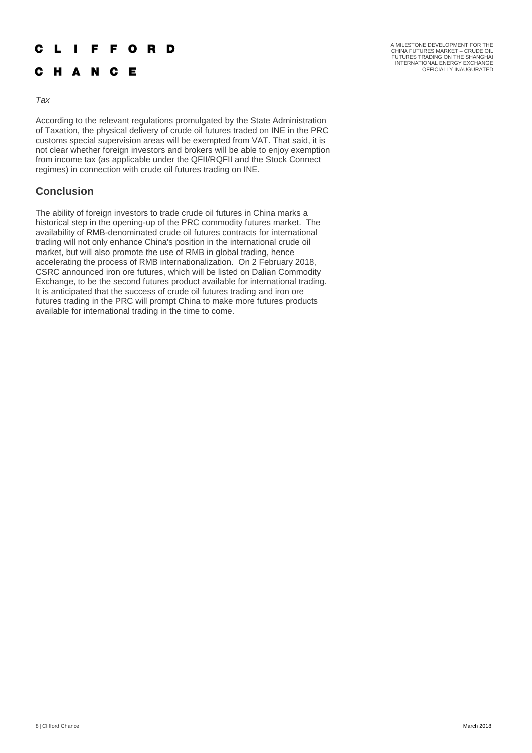*Tax*

According to the relevant regulations promulgated by the State Administration of Taxation, the physical delivery of crude oil futures traded on INE in the PRC customs special supervision areas will be exempted from VAT. That said, it is not clear whether foreign investors and brokers will be able to enjoy exemption from income tax (as applicable under the QFII/RQFII and the Stock Connect regimes) in connection with crude oil futures trading on INE.

## Conclusion

The ability of foreign investors to trade crude oil futures in China marks a historical step in the opening-up of the PRC commodity futures market. The availability of RMB-denominated crude oil futures contracts for international trading will not only enhance China's position in the international crude oil market, but will also promote the use of RMB in global trading, hence accelerating the process of RMB internationalization. On 2 February 2018, CSRC announced iron ore futures, which will be listed on Dalian Commodity Exchange, to be the second futures product available for international trading. It is anticipated that the success of crude oil futures trading and iron ore futures trading in the PRC will prompt China to make more futures products available for international trading in the time to come.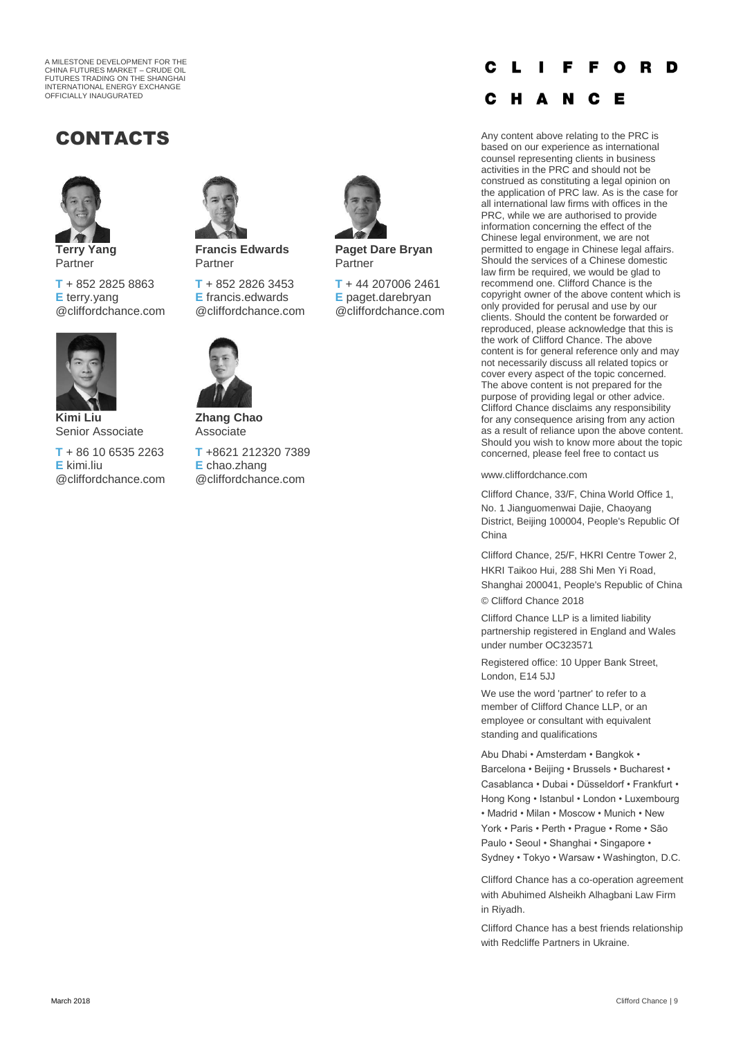# CONTACTS

**Terry Yang**
Partner

**T** + 852 2825 8863
**E** terry.yang
@cliffordchance.com

**Francis Edwards**
Partner

**T** + 852 2826 3453
**E** francis.edwards
@cliffordchance.com

**Paget Dare Bryan**
Partner

**T** + 44 207006 2461
**E** paget.darebryan
@cliffordchance.com

**Kimi Liu**
Senior Associate

**T** + 86 10 6535 2263
**E** kimi.liu
@cliffordchance.com

**Zhang Chao**
Associate

**T** +8621 212320 7389
**E** chao.zhang
@cliffordchance.com

Any content above relating to the PRC is based on our experience as international counsel representing clients in business activities in the PRC and should not be construed as constituting a legal opinion on the application of PRC law. As is the case for all international law firms with offices in the PRC, while we are authorised to provide information concerning the effect of the Chinese legal environment, we are not permitted to engage in Chinese legal affairs. Should the services of a Chinese domestic law firm be required, we would be glad to recommend one. Clifford Chance is the copyright owner of the above content which is only provided for perusal and use by our clients. Should the content be forwarded or reproduced, please acknowledge that this is the work of Clifford Chance. The above content is for general reference only and may not necessarily discuss all related topics or cover every aspect of the topic concerned. The above content is not prepared for the purpose of providing legal or other advice. Clifford Chance disclaims any responsibility for any consequence arising from any action as a result of reliance upon the above content. Should you wish to know more about the topic concerned, please feel free to contact us

www.cliffordchance.com

Clifford Chance, 33/F, China World Office 1, No. 1 Jianguomenwai Dajie, Chaoyang District, Beijing 100004, People's Republic Of China

Clifford Chance, 25/F, HKRI Centre Tower 2, HKRI Taikoo Hui, 288 Shi Men Yi Road, Shanghai 200041, People's Republic of China

© Clifford Chance 2018

Clifford Chance LLP is a limited liability partnership registered in England and Wales under number OC323571

Registered office: 10 Upper Bank Street, London, E14 5JJ

We use the word 'partner' to refer to a member of Clifford Chance LLP, or an employee or consultant with equivalent standing and qualifications

Abu Dhabi • Amsterdam • Bangkok • Barcelona • Beijing • Brussels • Bucharest • Casablanca • Dubai • Düsseldorf • Frankfurt • Hong Kong • Istanbul • London • Luxembourg • Madrid • Milan • Moscow • Munich • New York • Paris • Perth • Prague • Rome • São Paulo • Seoul • Shanghai • Singapore • Sydney • Tokyo • Warsaw • Washington, D.C.

Clifford Chance has a co-operation agreement with Abuhimed Alsheikh Alhagbani Law Firm in Riyadh.

Clifford Chance has a best friends relationship with Redcliffe Partners in Ukraine.